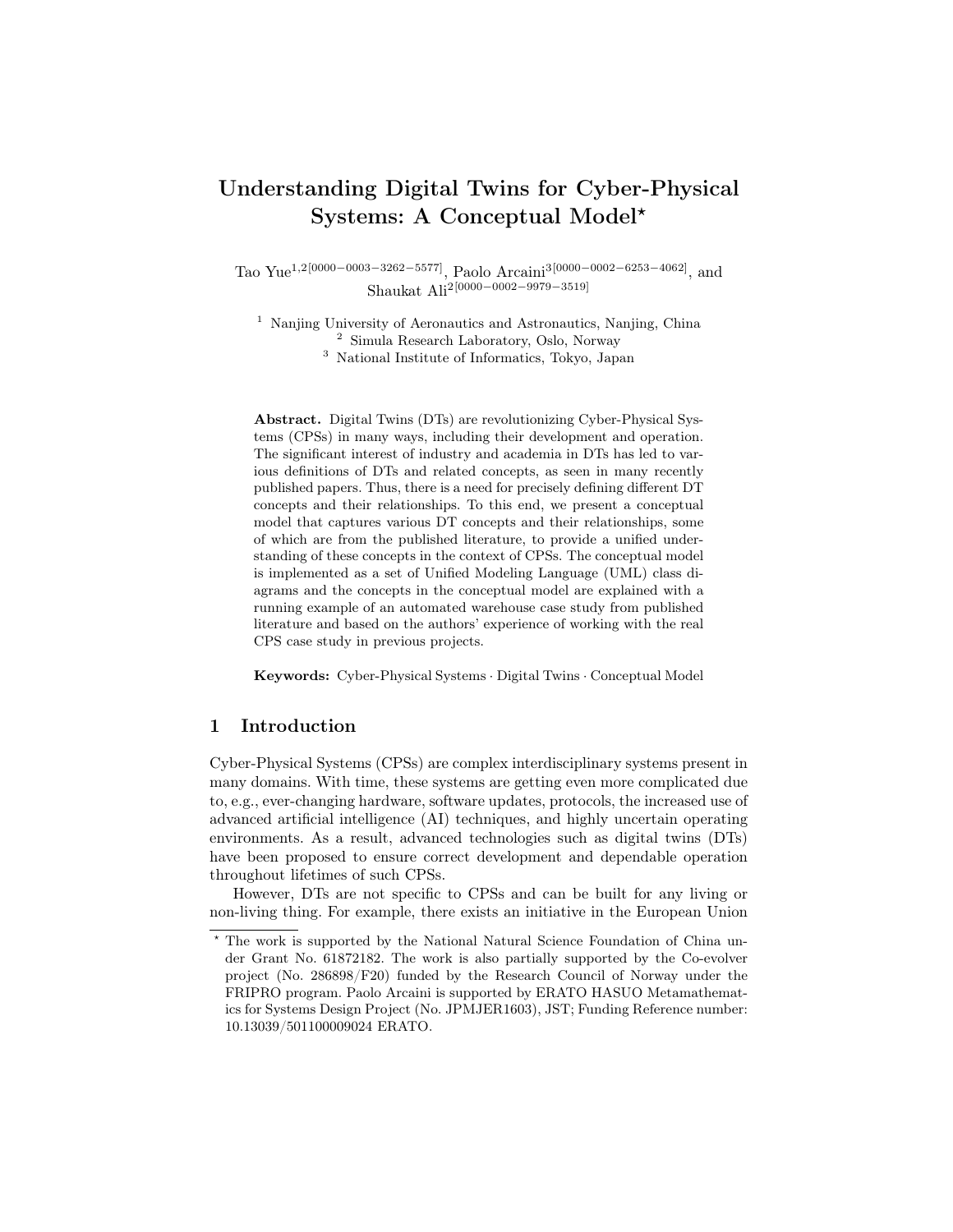# Understanding Digital Twins for Cyber-Physical Systems: A Conceptual Model*

Tao Yue[1,2][0000−0003−3262−5577], Paolo Arcaini[3][0000−0002−6253−4062], and Shaukat Ali[2][0000−0002−9979−3519]

[1] Nanjing University of Aeronautics and Astronautics, Nanjing, China
[2] Simula Research Laboratory, Oslo, Norway
[3] National Institute of Informatics, Tokyo, Japan

**Abstract.** Digital Twins (DTs) are revolutionizing Cyber-Physical Systems (CPSs) in many ways, including their development and operation. The significant interest of industry and academia in DTs has led to various definitions of DTs and related concepts, as seen in many recently published papers. Thus, there is a need for precisely defining different DT concepts and their relationships. To this end, we present a conceptual model that captures various DT concepts and their relationships, some of which are from the published literature, to provide a unified understanding of these concepts in the context of CPSs. The conceptual model is implemented as a set of Unified Modeling Language (UML) class diagrams and the concepts in the conceptual model are explained with a running example of an automated warehouse case study from published literature and based on the authors' experience of working with the real CPS case study in previous projects.

**Keywords:** Cyber-Physical Systems · Digital Twins · Conceptual Model

## 1 Introduction

Cyber-Physical Systems (CPSs) are complex interdisciplinary systems present in many domains. With time, these systems are getting even more complicated due to, e.g., ever-changing hardware, software updates, protocols, the increased use of advanced artificial intelligence (AI) techniques, and highly uncertain operating environments. As a result, advanced technologies such as digital twins (DTs) have been proposed to ensure correct development and dependable operation throughout lifetimes of such CPSs.

However, DTs are not specific to CPSs and can be built for any living or non-living thing. For example, there exists an initiative in the European Union

* The work is supported by the National Natural Science Foundation of China under Grant No. 61872182. The work is also partially supported by the Co-evolver project (No. 286898/F20) funded by the Research Council of Norway under the FRIPRO program. Paolo Arcaini is supported by ERATO HASUO Metamathematics for Systems Design Project (No. JPMJER1603), JST; Funding Reference number: 10.13039/501100009024 ERATO.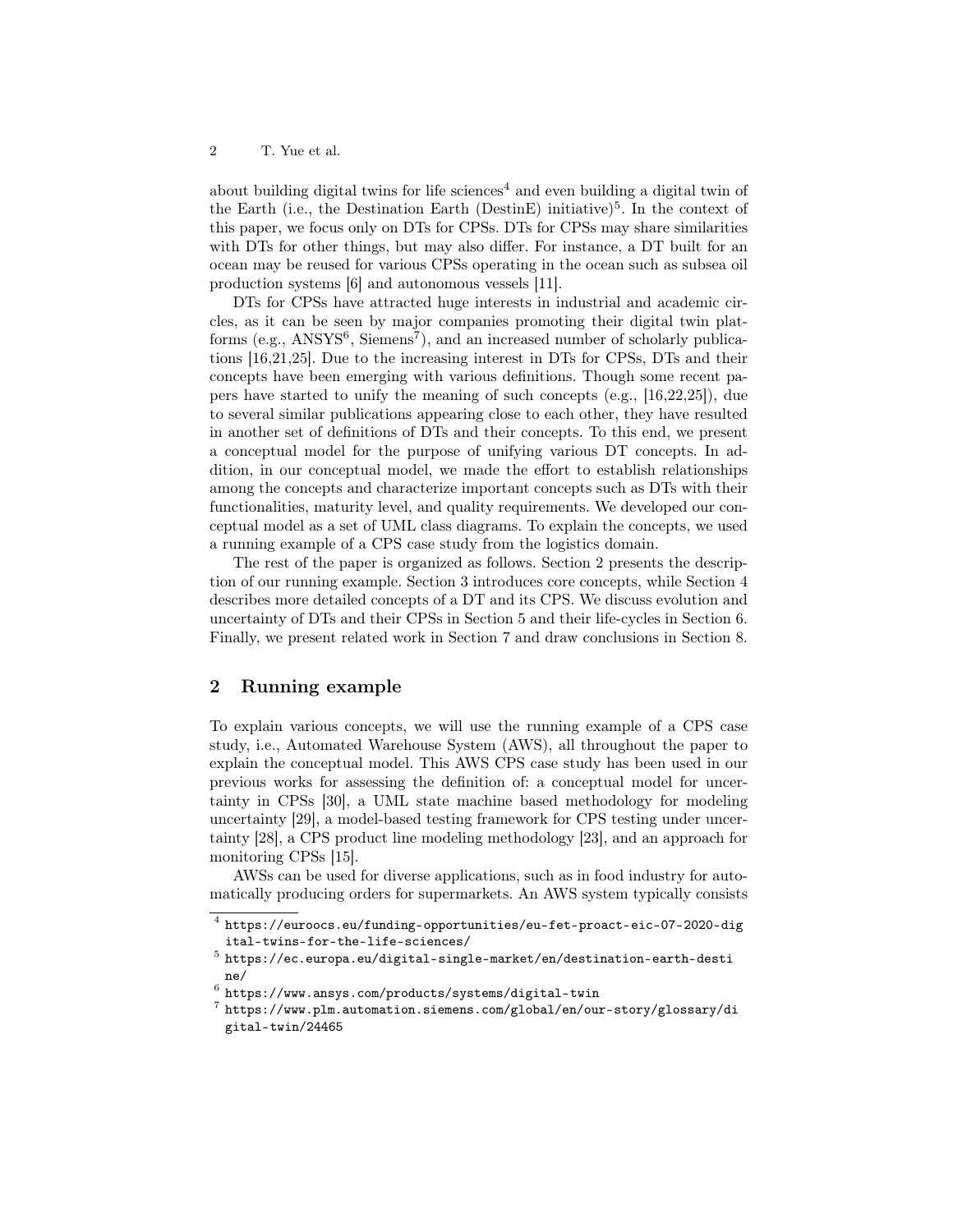about building digital twins for life sciences[4] and even building a digital twin of the Earth (i.e., the Destination Earth (DestinE) initiative)[5]. In the context of this paper, we focus only on DTs for CPSs. DTs for CPSs may share similarities with DTs for other things, but may also differ. For instance, a DT built for an ocean may be reused for various CPSs operating in the ocean such as subsea oil production systems [6] and autonomous vessels [11].

DTs for CPSs have attracted huge interests in industrial and academic circles, as it can be seen by major companies promoting their digital twin platforms (e.g., ANSYS[6], Siemens[7]), and an increased number of scholarly publications [16,21,25]. Due to the increasing interest in DTs for CPSs, DTs and their concepts have been emerging with various definitions. Though some recent papers have started to unify the meaning of such concepts (e.g., [16,22,25]), due to several similar publications appearing close to each other, they have resulted in another set of definitions of DTs and their concepts. To this end, we present a conceptual model for the purpose of unifying various DT concepts. In addition, in our conceptual model, we made the effort to establish relationships among the concepts and characterize important concepts such as DTs with their functionalities, maturity level, and quality requirements. We developed our conceptual model as a set of UML class diagrams. To explain the concepts, we used a running example of a CPS case study from the logistics domain.

The rest of the paper is organized as follows. Section 2 presents the description of our running example. Section 3 introduces core concepts, while Section 4 describes more detailed concepts of a DT and its CPS. We discuss evolution and uncertainty of DTs and their CPSs in Section 5 and their life-cycles in Section 6. Finally, we present related work in Section 7 and draw conclusions in Section 8.

## 2 Running example

To explain various concepts, we will use the running example of a CPS case study, i.e., Automated Warehouse System (AWS), all throughout the paper to explain the conceptual model. This AWS CPS case study has been used in our previous works for assessing the definition of: a conceptual model for uncertainty in CPSs [30], a UML state machine based methodology for modeling uncertainty [29], a model-based testing framework for CPS testing under uncertainty [28], a CPS product line modeling methodology [23], and an approach for monitoring CPSs [15].

AWSs can be used for diverse applications, such as in food industry for automatically producing orders for supermarkets. An AWS system typically consists

[4] https://euroocs.eu/funding-opportunities/eu-fet-proact-eic-07-2020-digital-twins-for-the-life-sciences/

[5] https://ec.europa.eu/digital-single-market/en/destination-earth-destine/

[6] https://www.ansys.com/products/systems/digital-twin

[7] https://www.plm.automation.siemens.com/global/en/our-story/glossary/digital-twin/24465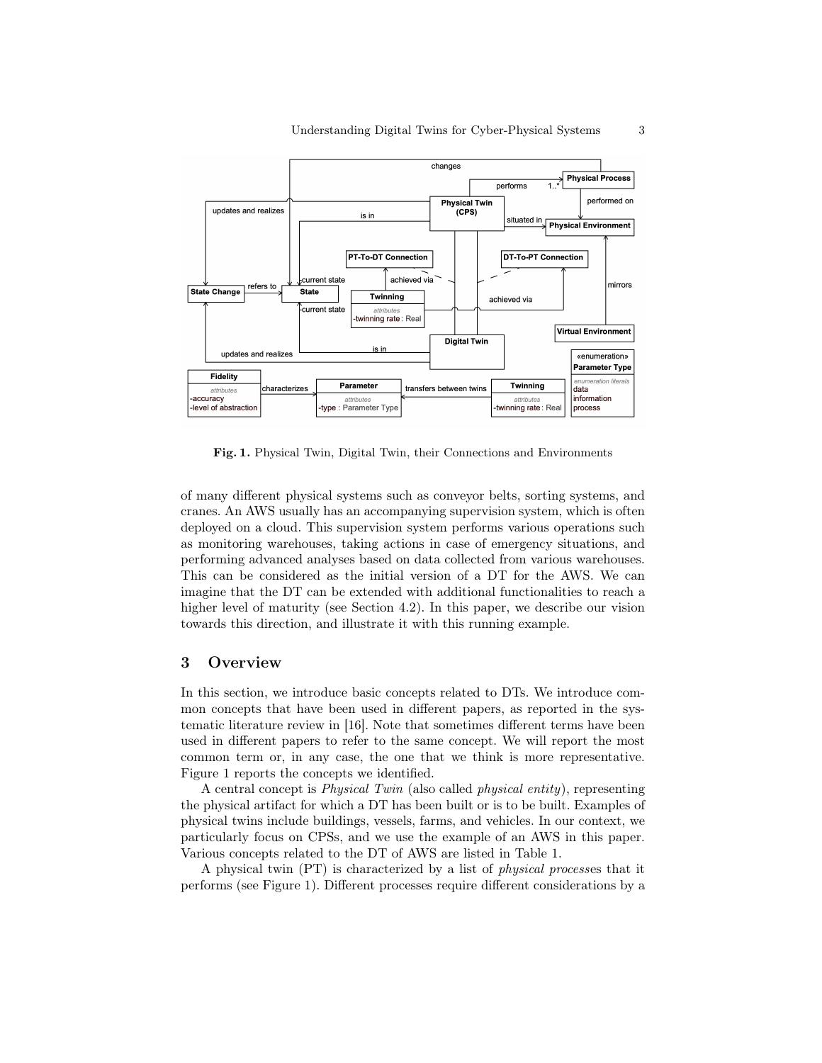Fig. 1. Physical Twin, Digital Twin, their Connections and Environments

of many different physical systems such as conveyor belts, sorting systems, and cranes. An AWS usually has an accompanying supervision system, which is often deployed on a cloud. This supervision system performs various operations such as monitoring warehouses, taking actions in case of emergency situations, and performing advanced analyses based on data collected from various warehouses. This can be considered as the initial version of a DT for the AWS. We can imagine that the DT can be extended with additional functionalities to reach a higher level of maturity (see Section 4.2). In this paper, we describe our vision towards this direction, and illustrate it with this running example.

## 3 Overview

In this section, we introduce basic concepts related to DTs. We introduce common concepts that have been used in different papers, as reported in the systematic literature review in [16]. Note that sometimes different terms have been used in different papers to refer to the same concept. We will report the most common term or, in any case, the one that we think is more representative. Figure 1 reports the concepts we identified.

A central concept is *Physical Twin* (also called *physical entity*), representing the physical artifact for which a DT has been built or is to be built. Examples of physical twins include buildings, vessels, farms, and vehicles. In our context, we particularly focus on CPSs, and we use the example of an AWS in this paper. Various concepts related to the DT of AWS are listed in Table 1.

A physical twin (PT) is characterized by a list of *physical process*es that it performs (see Figure 1). Different processes require different considerations by a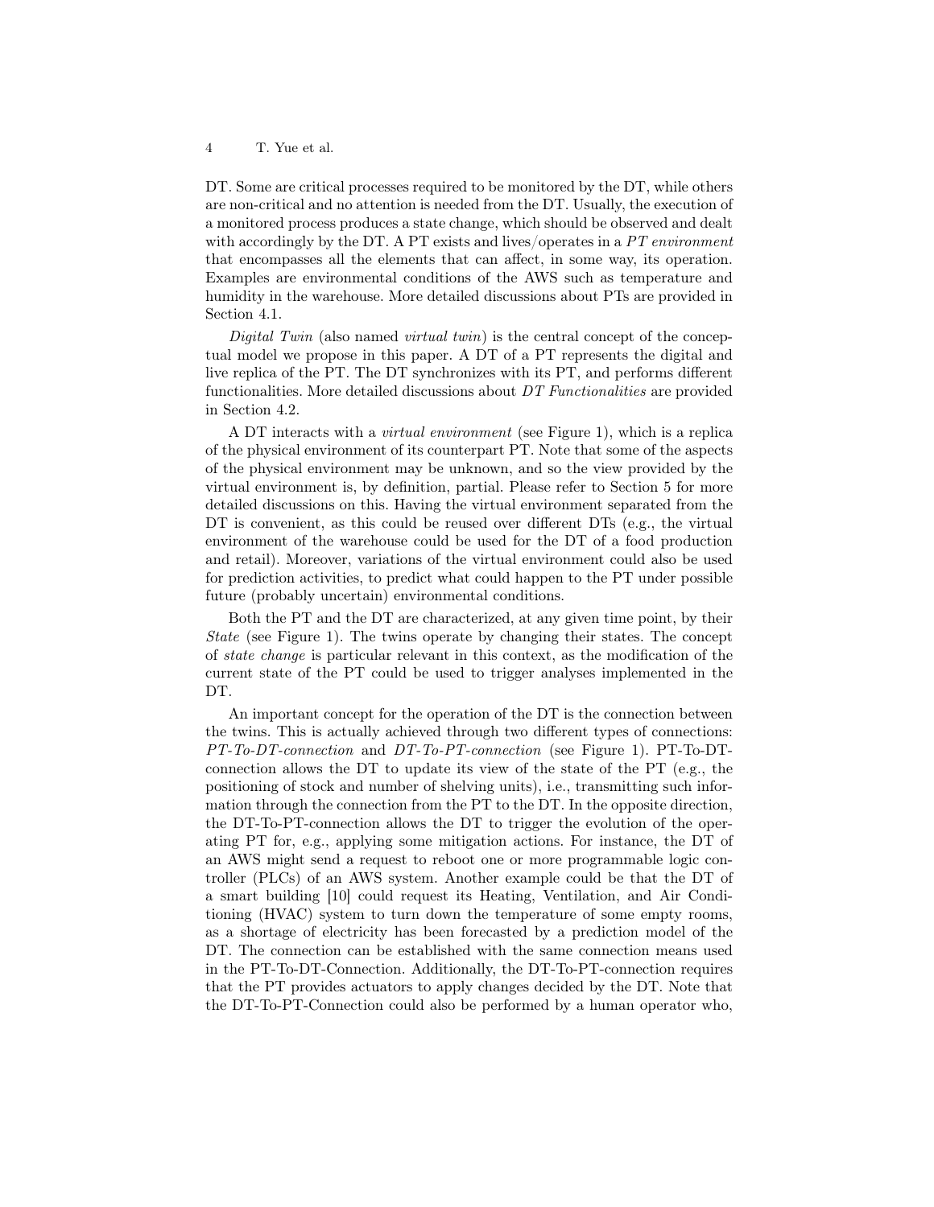DT. Some are critical processes required to be monitored by the DT, while others are non-critical and no attention is needed from the DT. Usually, the execution of a monitored process produces a state change, which should be observed and dealt with accordingly by the DT. A PT exists and lives/operates in a *PT environment* that encompasses all the elements that can affect, in some way, its operation. Examples are environmental conditions of the AWS such as temperature and humidity in the warehouse. More detailed discussions about PTs are provided in Section 4.1.

*Digital Twin* (also named *virtual twin*) is the central concept of the conceptual model we propose in this paper. A DT of a PT represents the digital and live replica of the PT. The DT synchronizes with its PT, and performs different functionalities. More detailed discussions about *DT Functionalities* are provided in Section 4.2.

A DT interacts with a *virtual environment* (see Figure 1), which is a replica of the physical environment of its counterpart PT. Note that some of the aspects of the physical environment may be unknown, and so the view provided by the virtual environment is, by definition, partial. Please refer to Section 5 for more detailed discussions on this. Having the virtual environment separated from the DT is convenient, as this could be reused over different DTs (e.g., the virtual environment of the warehouse could be used for the DT of a food production and retail). Moreover, variations of the virtual environment could also be used for prediction activities, to predict what could happen to the PT under possible future (probably uncertain) environmental conditions.

Both the PT and the DT are characterized, at any given time point, by their *State* (see Figure 1). The twins operate by changing their states. The concept of *state change* is particular relevant in this context, as the modification of the current state of the PT could be used to trigger analyses implemented in the DT.

An important concept for the operation of the DT is the connection between the twins. This is actually achieved through two different types of connections: *PT-To-DT-connection* and *DT-To-PT-connection* (see Figure 1). PT-To-DT-connection allows the DT to update its view of the state of the PT (e.g., the positioning of stock and number of shelving units), i.e., transmitting such information through the connection from the PT to the DT. In the opposite direction, the DT-To-PT-connection allows the DT to trigger the evolution of the operating PT for, e.g., applying some mitigation actions. For instance, the DT of an AWS might send a request to reboot one or more programmable logic controller (PLCs) of an AWS system. Another example could be that the DT of a smart building [10] could request its Heating, Ventilation, and Air Conditioning (HVAC) system to turn down the temperature of some empty rooms, as a shortage of electricity has been forecasted by a prediction model of the DT. The connection can be established with the same connection means used in the PT-To-DT-Connection. Additionally, the DT-To-PT-connection requires that the PT provides actuators to apply changes decided by the DT. Note that the DT-To-PT-Connection could also be performed by a human operator who,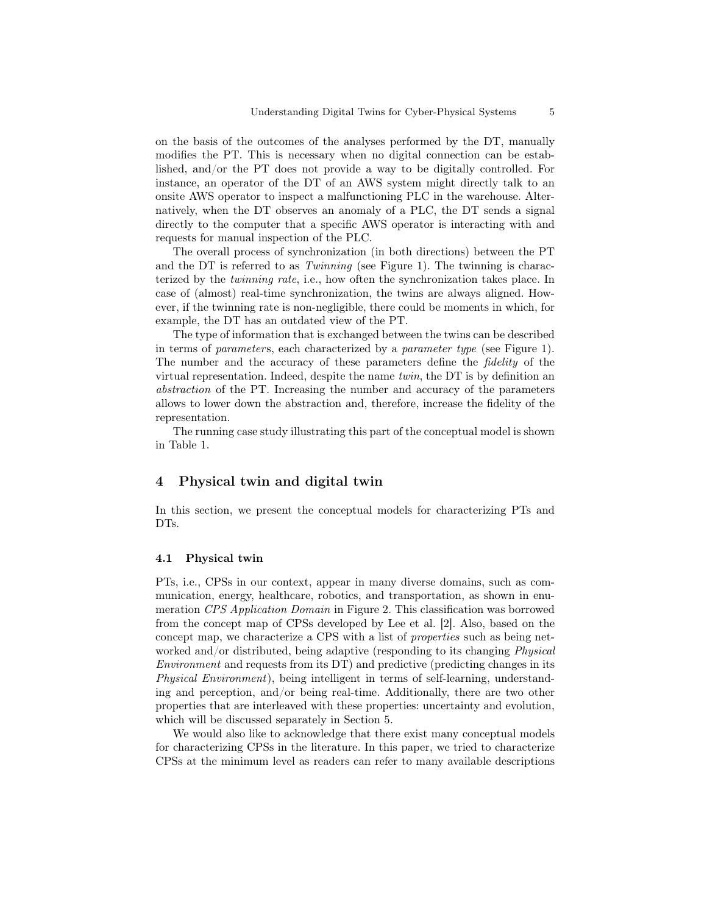on the basis of the outcomes of the analyses performed by the DT, manually modifies the PT. This is necessary when no digital connection can be established, and/or the PT does not provide a way to be digitally controlled. For instance, an operator of the DT of an AWS system might directly talk to an onsite AWS operator to inspect a malfunctioning PLC in the warehouse. Alternatively, when the DT observes an anomaly of a PLC, the DT sends a signal directly to the computer that a specific AWS operator is interacting with and requests for manual inspection of the PLC.

The overall process of synchronization (in both directions) between the PT and the DT is referred to as *Twinning* (see Figure 1). The twinning is characterized by the *twinning rate*, i.e., how often the synchronization takes place. In case of (almost) real-time synchronization, the twins are always aligned. However, if the twinning rate is non-negligible, there could be moments in which, for example, the DT has an outdated view of the PT.

The type of information that is exchanged between the twins can be described in terms of *parameter*s, each characterized by a *parameter type* (see Figure 1). The number and the accuracy of these parameters define the *fidelity* of the virtual representation. Indeed, despite the name *twin*, the DT is by definition an *abstraction* of the PT. Increasing the number and accuracy of the parameters allows to lower down the abstraction and, therefore, increase the fidelity of the representation.

The running case study illustrating this part of the conceptual model is shown in Table 1.

## 4 Physical twin and digital twin

In this section, we present the conceptual models for characterizing PTs and DTs.

### 4.1 Physical twin

PTs, i.e., CPSs in our context, appear in many diverse domains, such as communication, energy, healthcare, robotics, and transportation, as shown in enumeration *CPS Application Domain* in Figure 2. This classification was borrowed from the concept map of CPSs developed by Lee et al. [2]. Also, based on the concept map, we characterize a CPS with a list of *properties* such as being networked and/or distributed, being adaptive (responding to its changing *Physical Environment* and requests from its DT) and predictive (predicting changes in its *Physical Environment*), being intelligent in terms of self-learning, understanding and perception, and/or being real-time. Additionally, there are two other properties that are interleaved with these properties: uncertainty and evolution, which will be discussed separately in Section 5.

We would also like to acknowledge that there exist many conceptual models for characterizing CPSs in the literature. In this paper, we tried to characterize CPSs at the minimum level as readers can refer to many available descriptions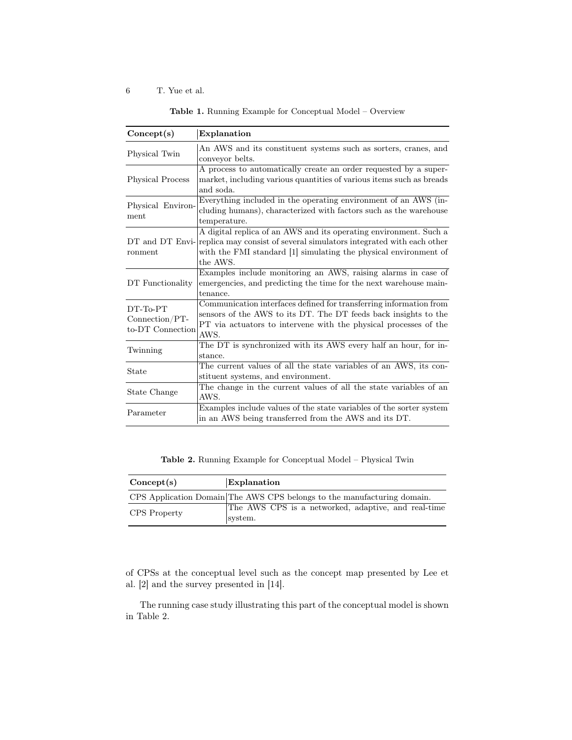**Table 1.** Running Example for Conceptual Model – Overview

| **Concept(s)** | **Explanation** |
|---|---|
| Physical Twin | An AWS and its constituent systems such as sorters, cranes, and conveyor belts. |
| Physical Process | A process to automatically create an order requested by a supermarket, including various quantities of various items such as breads and soda. |
| Physical Environment | Everything included in the operating environment of an AWS (including humans), characterized with factors such as the warehouse temperature. |
| DT and DT Environment | A digital replica of an AWS and its operating environment. Such a replica may consist of several simulators integrated with each other with the FMI standard [1] simulating the physical environment of the AWS. |
| DT Functionality | Examples include monitoring an AWS, raising alarms in case of emergencies, and predicting the time for the next warehouse maintenance. |
| DT-To-PT Connection/PT-to-DT Connection | Communication interfaces defined for transferring information from sensors of the AWS to its DT. The DT feeds back insights to the PT via actuators to intervene with the physical processes of the AWS. |
| Twinning | The DT is synchronized with its AWS every half an hour, for instance. |
| State | The current values of all the state variables of an AWS, its constituent systems, and environment. |
| State Change | The change in the current values of all the state variables of an AWS. |
| Parameter | Examples include values of the state variables of the sorter system in an AWS being transferred from the AWS and its DT. |

**Table 2.** Running Example for Conceptual Model – Physical Twin

| **Concept(s)** | **Explanation** |
|---|---|
| CPS Application Domain | The AWS CPS belongs to the manufacturing domain. |
| CPS Property | The AWS CPS is a networked, adaptive, and real-time system. |

of CPSs at the conceptual level such as the concept map presented by Lee et al. [2] and the survey presented in [14].

The running case study illustrating this part of the conceptual model is shown in Table 2.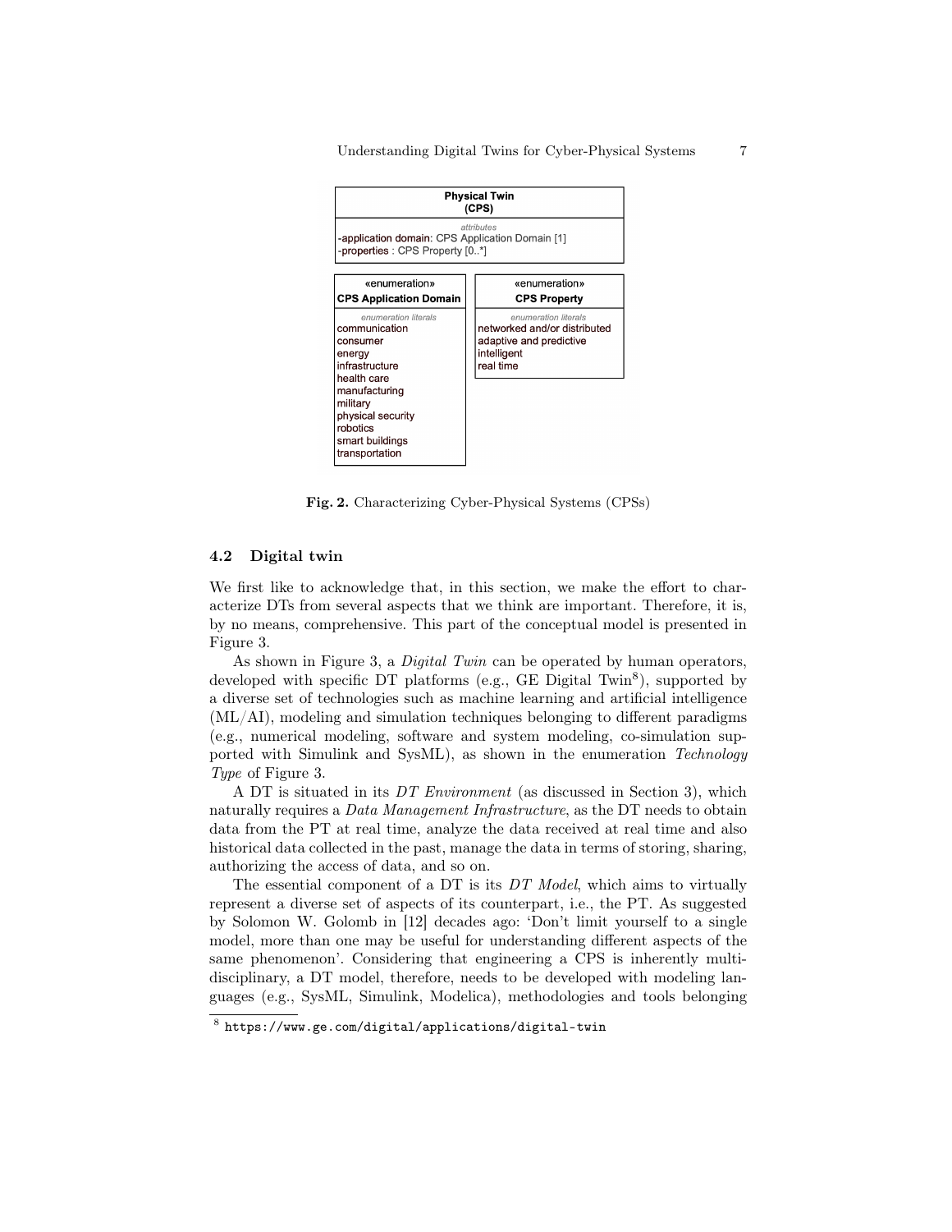**Physical Twin (CPS)**

*attributes*
- application domain: CPS Application Domain [1]
- properties : CPS Property [0..*]

«enumeration»
**CPS Application Domain**

*enumeration literals*
- communication
- consumer
- energy
- infrastructure
- health care
- manufacturing
- military
- physical security
- robotics
- smart buildings
- transportation

«enumeration»
**CPS Property**

*enumeration literals*
- networked and/or distributed
- adaptive and predictive
- intelligent
- real time

**Fig. 2.** Characterizing Cyber-Physical Systems (CPSs)

### 4.2 Digital twin

We first like to acknowledge that, in this section, we make the effort to characterize DTs from several aspects that we think are important. Therefore, it is, by no means, comprehensive. This part of the conceptual model is presented in Figure 3.

As shown in Figure 3, a *Digital Twin* can be operated by human operators, developed with specific DT platforms (e.g., GE Digital Twin[8]), supported by a diverse set of technologies such as machine learning and artificial intelligence (ML/AI), modeling and simulation techniques belonging to different paradigms (e.g., numerical modeling, software and system modeling, co-simulation supported with Simulink and SysML), as shown in the enumeration *Technology Type* of Figure 3.

A DT is situated in its *DT Environment* (as discussed in Section 3), which naturally requires a *Data Management Infrastructure*, as the DT needs to obtain data from the PT at real time, analyze the data received at real time and also historical data collected in the past, manage the data in terms of storing, sharing, authorizing the access of data, and so on.

The essential component of a DT is its *DT Model*, which aims to virtually represent a diverse set of aspects of its counterpart, i.e., the PT. As suggested by Solomon W. Golomb in [12] decades ago: 'Don't limit yourself to a single model, more than one may be useful for understanding different aspects of the same phenomenon'. Considering that engineering a CPS is inherently multi-disciplinary, a DT model, therefore, needs to be developed with modeling languages (e.g., SysML, Simulink, Modelica), methodologies and tools belonging

[8] https://www.ge.com/digital/applications/digital-twin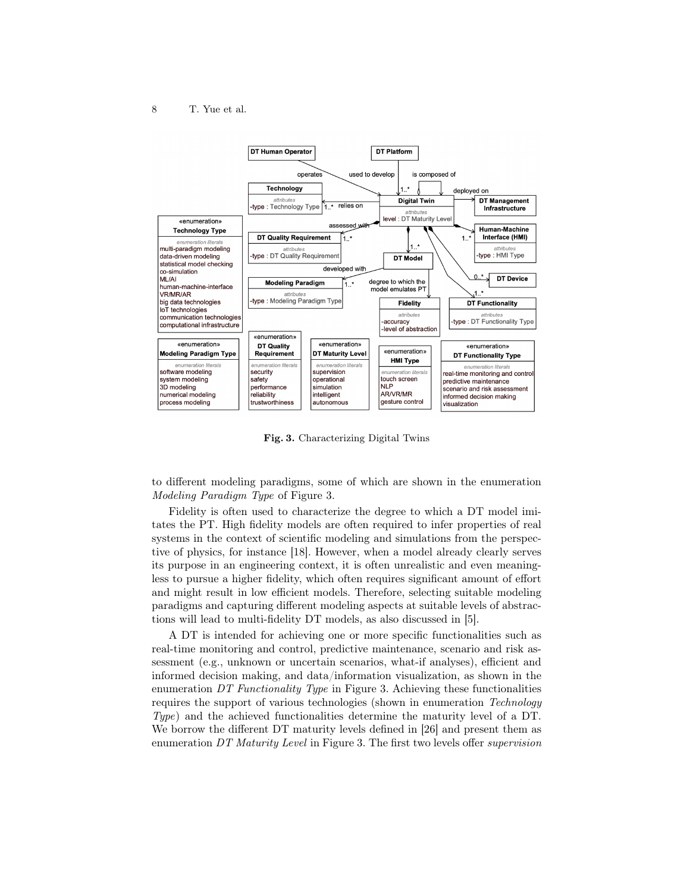Fig. 3. Characterizing Digital Twins

to different modeling paradigms, some of which are shown in the enumeration *Modeling Paradigm Type* of Figure 3.

Fidelity is often used to characterize the degree to which a DT model imitates the PT. High fidelity models are often required to infer properties of real systems in the context of scientific modeling and simulations from the perspective of physics, for instance [18]. However, when a model already clearly serves its purpose in an engineering context, it is often unrealistic and even meaningless to pursue a higher fidelity, which often requires significant amount of effort and might result in low efficient models. Therefore, selecting suitable modeling paradigms and capturing different modeling aspects at suitable levels of abstractions will lead to multi-fidelity DT models, as also discussed in [5].

A DT is intended for achieving one or more specific functionalities such as real-time monitoring and control, predictive maintenance, scenario and risk assessment (e.g., unknown or uncertain scenarios, what-if analyses), efficient and informed decision making, and data/information visualization, as shown in the enumeration *DT Functionality Type* in Figure 3. Achieving these functionalities requires the support of various technologies (shown in enumeration *Technology Type*) and the achieved functionalities determine the maturity level of a DT. We borrow the different DT maturity levels defined in [26] and present them as enumeration *DT Maturity Level* in Figure 3. The first two levels offer *supervision*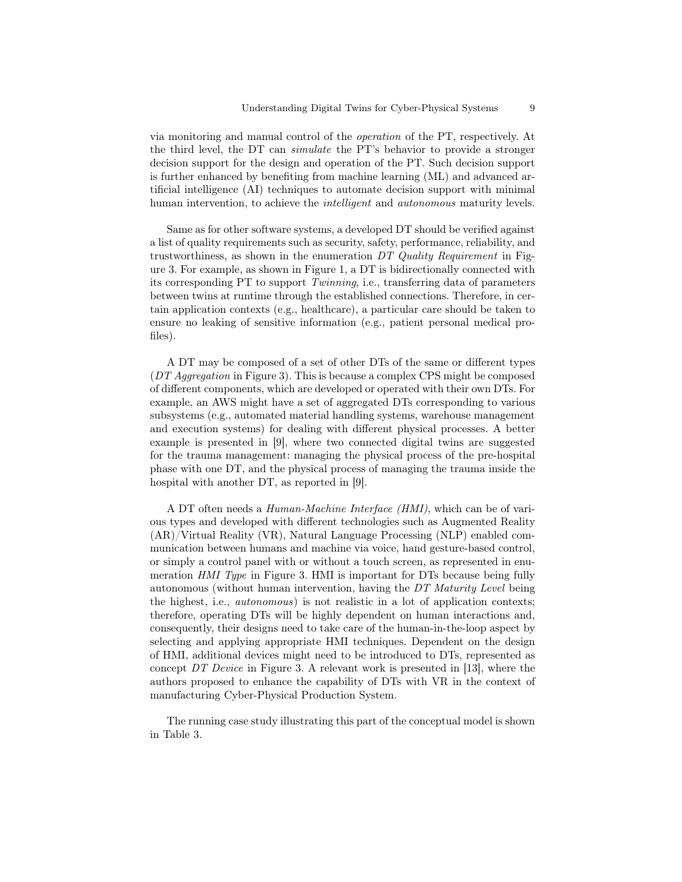via monitoring and manual control of the *operation* of the PT, respectively. At the third level, the DT can *simulate* the PT's behavior to provide a stronger decision support for the design and operation of the PT. Such decision support is further enhanced by benefiting from machine learning (ML) and advanced artificial intelligence (AI) techniques to automate decision support with minimal human intervention, to achieve the *intelligent* and *autonomous* maturity levels.

Same as for other software systems, a developed DT should be verified against a list of quality requirements such as security, safety, performance, reliability, and trustworthiness, as shown in the enumeration *DT Quality Requirement* in Figure 3. For example, as shown in Figure 1, a DT is bidirectionally connected with its corresponding PT to support *Twinning*, i.e., transferring data of parameters between twins at runtime through the established connections. Therefore, in certain application contexts (e.g., healthcare), a particular care should be taken to ensure no leaking of sensitive information (e.g., patient personal medical profiles).

A DT may be composed of a set of other DTs of the same or different types (*DT Aggregation* in Figure 3). This is because a complex CPS might be composed of different components, which are developed or operated with their own DTs. For example, an AWS might have a set of aggregated DTs corresponding to various subsystems (e.g., automated material handling systems, warehouse management and execution systems) for dealing with different physical processes. A better example is presented in [9], where two connected digital twins are suggested for the trauma management: managing the physical process of the pre-hospital phase with one DT, and the physical process of managing the trauma inside the hospital with another DT, as reported in [9].

A DT often needs a *Human-Machine Interface (HMI)*, which can be of various types and developed with different technologies such as Augmented Reality (AR)/Virtual Reality (VR), Natural Language Processing (NLP) enabled communication between humans and machine via voice, hand gesture-based control, or simply a control panel with or without a touch screen, as represented in enumeration *HMI Type* in Figure 3. HMI is important for DTs because being fully autonomous (without human intervention, having the *DT Maturity Level* being the highest, i.e., *autonomous*) is not realistic in a lot of application contexts; therefore, operating DTs will be highly dependent on human interactions and, consequently, their designs need to take care of the human-in-the-loop aspect by selecting and applying appropriate HMI techniques. Dependent on the design of HMI, additional devices might need to be introduced to DTs, represented as concept *DT Device* in Figure 3. A relevant work is presented in [13], where the authors proposed to enhance the capability of DTs with VR in the context of manufacturing Cyber-Physical Production System.

The running case study illustrating this part of the conceptual model is shown in Table 3.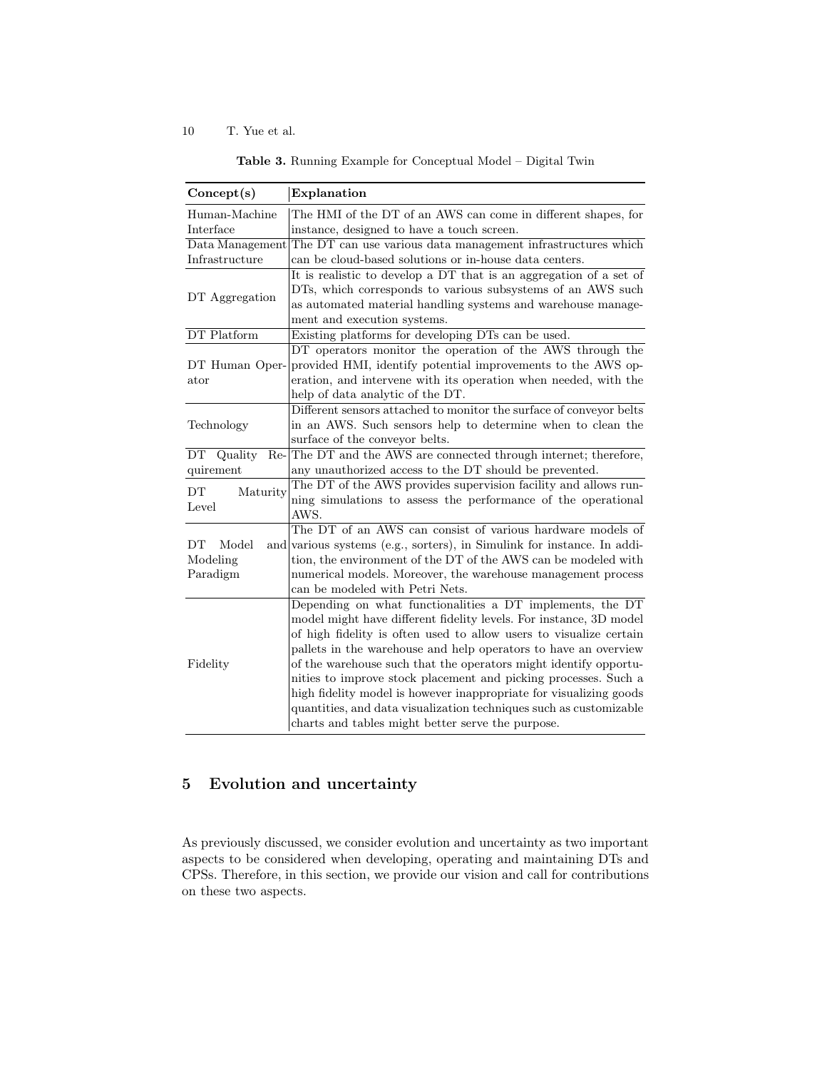**Table 3.** Running Example for Conceptual Model – Digital Twin

| Concept(s) | Explanation |
|---|---|
| Human-Machine Interface | The HMI of the DT of an AWS can come in different shapes, for instance, designed to have a touch screen. |
| Data Management Infrastructure | The DT can use various data management infrastructures which can be cloud-based solutions or in-house data centers. |
| DT Aggregation | It is realistic to develop a DT that is an aggregation of a set of DTs, which corresponds to various subsystems of an AWS such as automated material handling systems and warehouse management and execution systems. |
| DT Platform | Existing platforms for developing DTs can be used. |
| DT Human Operator | DT operators monitor the operation of the AWS through the provided HMI, identify potential improvements to the AWS operation, and intervene with its operation when needed, with the help of data analytic of the DT. |
| Technology | Different sensors attached to monitor the surface of conveyor belts in an AWS. Such sensors help to determine when to clean the surface of the conveyor belts. |
| DT Quality Requirement | The DT and the AWS are connected through internet; therefore, any unauthorized access to the DT should be prevented. |
| DT Maturity Level | The DT of the AWS provides supervision facility and allows running simulations to assess the performance of the operational AWS. |
| DT Model and Modeling Paradigm | The DT of an AWS can consist of various hardware models of various systems (e.g., sorters), in Simulink for instance. In addition, the environment of the DT of the AWS can be modeled with numerical models. Moreover, the warehouse management process can be modeled with Petri Nets. |
| Fidelity | Depending on what functionalities a DT implements, the DT model might have different fidelity levels. For instance, 3D model of high fidelity is often used to allow users to visualize certain pallets in the warehouse and help operators to have an overview of the warehouse such that the operators might identify opportunities to improve stock placement and picking processes. Such a high fidelity model is however inappropriate for visualizing goods quantities, and data visualization techniques such as customizable charts and tables might better serve the purpose. |

## 5 Evolution and uncertainty

As previously discussed, we consider evolution and uncertainty as two important aspects to be considered when developing, operating and maintaining DTs and CPSs. Therefore, in this section, we provide our vision and call for contributions on these two aspects.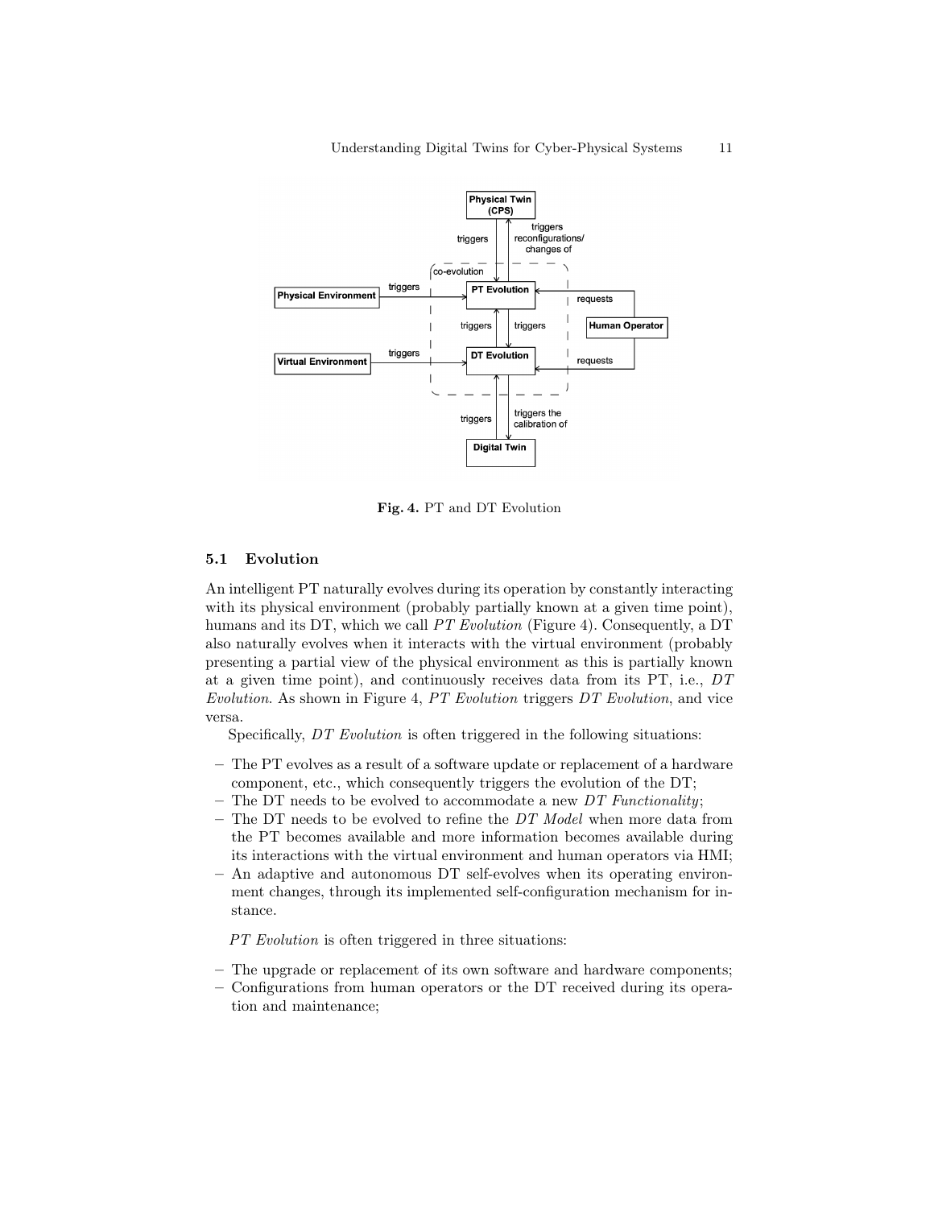Fig. 4. PT and DT Evolution

### 5.1 Evolution

An intelligent PT naturally evolves during its operation by constantly interacting with its physical environment (probably partially known at a given time point), humans and its DT, which we call *PT Evolution* (Figure 4). Consequently, a DT also naturally evolves when it interacts with the virtual environment (probably presenting a partial view of the physical environment as this is partially known at a given time point), and continuously receives data from its PT, i.e., *DT Evolution*. As shown in Figure 4, *PT Evolution* triggers *DT Evolution*, and vice versa.

Specifically, *DT Evolution* is often triggered in the following situations:

- The PT evolves as a result of a software update or replacement of a hardware component, etc., which consequently triggers the evolution of the DT;
- The DT needs to be evolved to accommodate a new *DT Functionality*;
- The DT needs to be evolved to refine the *DT Model* when more data from the PT becomes available and more information becomes available during its interactions with the virtual environment and human operators via HMI;
- An adaptive and autonomous DT self-evolves when its operating environment changes, through its implemented self-configuration mechanism for instance.

*PT Evolution* is often triggered in three situations:

- The upgrade or replacement of its own software and hardware components;
- Configurations from human operators or the DT received during its operation and maintenance;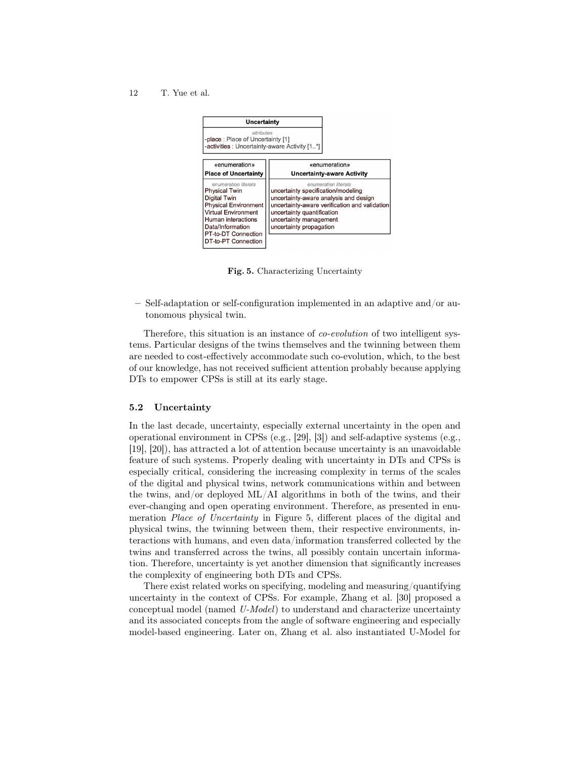| Uncertainty |
| --- |
| *attributes* |
| -place : Place of Uncertainty [1] |
| -activities : Uncertainty-aware Activity [1..*] |

| «enumeration» Place of Uncertainty | «enumeration» Uncertainty-aware Activity |
| --- | --- |
| *enumeration literals* | *enumeration literals* |
| Physical Twin | uncertainty specification/modeling |
| Digital Twin | uncertainty-aware analysis and design |
| Physical Environment | uncertainty-aware verification and validation |
| Virtual Environment | uncertainty quantification |
| Human interactions | uncertainty management |
| Data/Information | uncertainty propagation |
| PT-to-DT Connection | |
| DT-to-PT Connection | |

**Fig. 5.** Characterizing Uncertainty

– Self-adaptation or self-configuration implemented in an adaptive and/or autonomous physical twin.

Therefore, this situation is an instance of *co-evolution* of two intelligent systems. Particular designs of the twins themselves and the twinning between them are needed to cost-effectively accommodate such co-evolution, which, to the best of our knowledge, has not received sufficient attention probably because applying DTs to empower CPSs is still at its early stage.

### 5.2 Uncertainty

In the last decade, uncertainty, especially external uncertainty in the open and operational environment in CPSs (e.g., [29], [3]) and self-adaptive systems (e.g., [19], [20]), has attracted a lot of attention because uncertainty is an unavoidable feature of such systems. Properly dealing with uncertainty in DTs and CPSs is especially critical, considering the increasing complexity in terms of the scales of the digital and physical twins, network communications within and between the twins, and/or deployed ML/AI algorithms in both of the twins, and their ever-changing and open operating environment. Therefore, as presented in enumeration *Place of Uncertainty* in Figure 5, different places of the digital and physical twins, the twinning between them, their respective environments, interactions with humans, and even data/information transferred collected by the twins and transferred across the twins, all possibly contain uncertain information. Therefore, uncertainty is yet another dimension that significantly increases the complexity of engineering both DTs and CPSs.

There exist related works on specifying, modeling and measuring/quantifying uncertainty in the context of CPSs. For example, Zhang et al. [30] proposed a conceptual model (named *U-Model*) to understand and characterize uncertainty and its associated concepts from the angle of software engineering and especially model-based engineering. Later on, Zhang et al. also instantiated U-Model for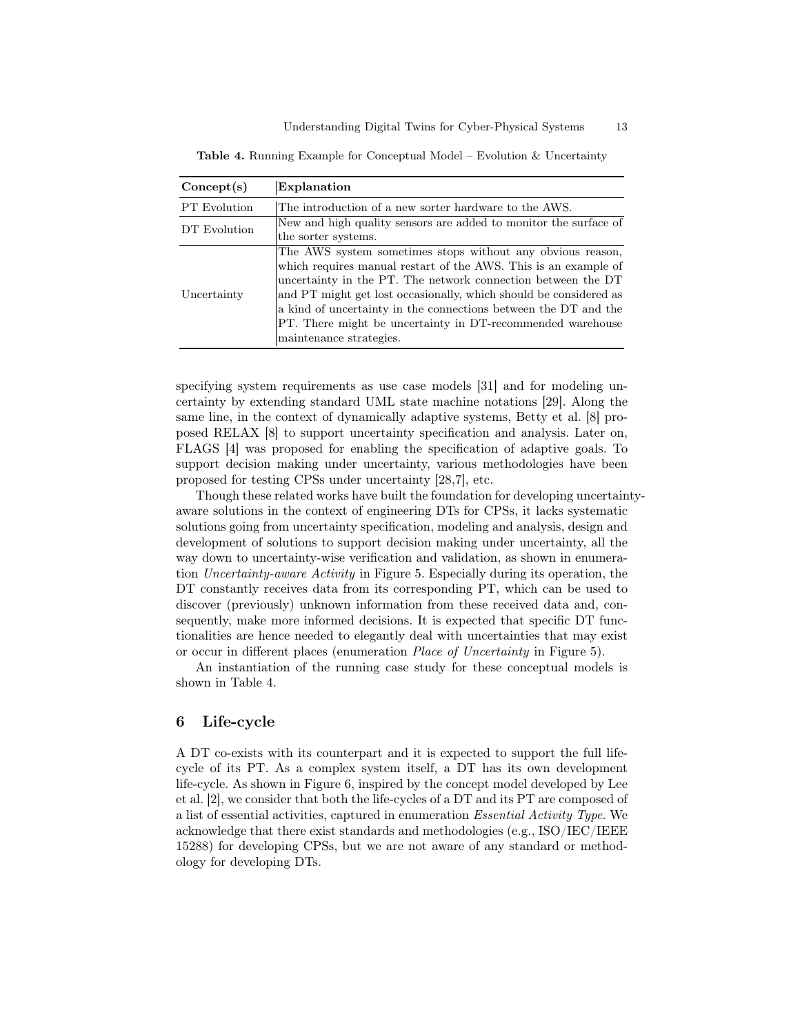**Table 4.** Running Example for Conceptual Model – Evolution & Uncertainty

| Concept(s) | Explanation |
|---|---|
| PT Evolution | The introduction of a new sorter hardware to the AWS. |
| DT Evolution | New and high quality sensors are added to monitor the surface of the sorter systems. |
| Uncertainty | The AWS system sometimes stops without any obvious reason, which requires manual restart of the AWS. This is an example of uncertainty in the PT. The network connection between the DT and PT might get lost occasionally, which should be considered as a kind of uncertainty in the connections between the DT and the PT. There might be uncertainty in DT-recommended warehouse maintenance strategies. |

specifying system requirements as use case models [31] and for modeling uncertainty by extending standard UML state machine notations [29]. Along the same line, in the context of dynamically adaptive systems, Betty et al. [8] proposed RELAX [8] to support uncertainty specification and analysis. Later on, FLAGS [4] was proposed for enabling the specification of adaptive goals. To support decision making under uncertainty, various methodologies have been proposed for testing CPSs under uncertainty [28,7], etc.

Though these related works have built the foundation for developing uncertainty-aware solutions in the context of engineering DTs for CPSs, it lacks systematic solutions going from uncertainty specification, modeling and analysis, design and development of solutions to support decision making under uncertainty, all the way down to uncertainty-wise verification and validation, as shown in enumeration *Uncertainty-aware Activity* in Figure 5. Especially during its operation, the DT constantly receives data from its corresponding PT, which can be used to discover (previously) unknown information from these received data and, consequently, make more informed decisions. It is expected that specific DT functionalities are hence needed to elegantly deal with uncertainties that may exist or occur in different places (enumeration *Place of Uncertainty* in Figure 5).

An instantiation of the running case study for these conceptual models is shown in Table 4.

## 6 Life-cycle

A DT co-exists with its counterpart and it is expected to support the full life-cycle of its PT. As a complex system itself, a DT has its own development life-cycle. As shown in Figure 6, inspired by the concept model developed by Lee et al. [2], we consider that both the life-cycles of a DT and its PT are composed of a list of essential activities, captured in enumeration *Essential Activity Type*. We acknowledge that there exist standards and methodologies (e.g., ISO/IEC/IEEE 15288) for developing CPSs, but we are not aware of any standard or methodology for developing DTs.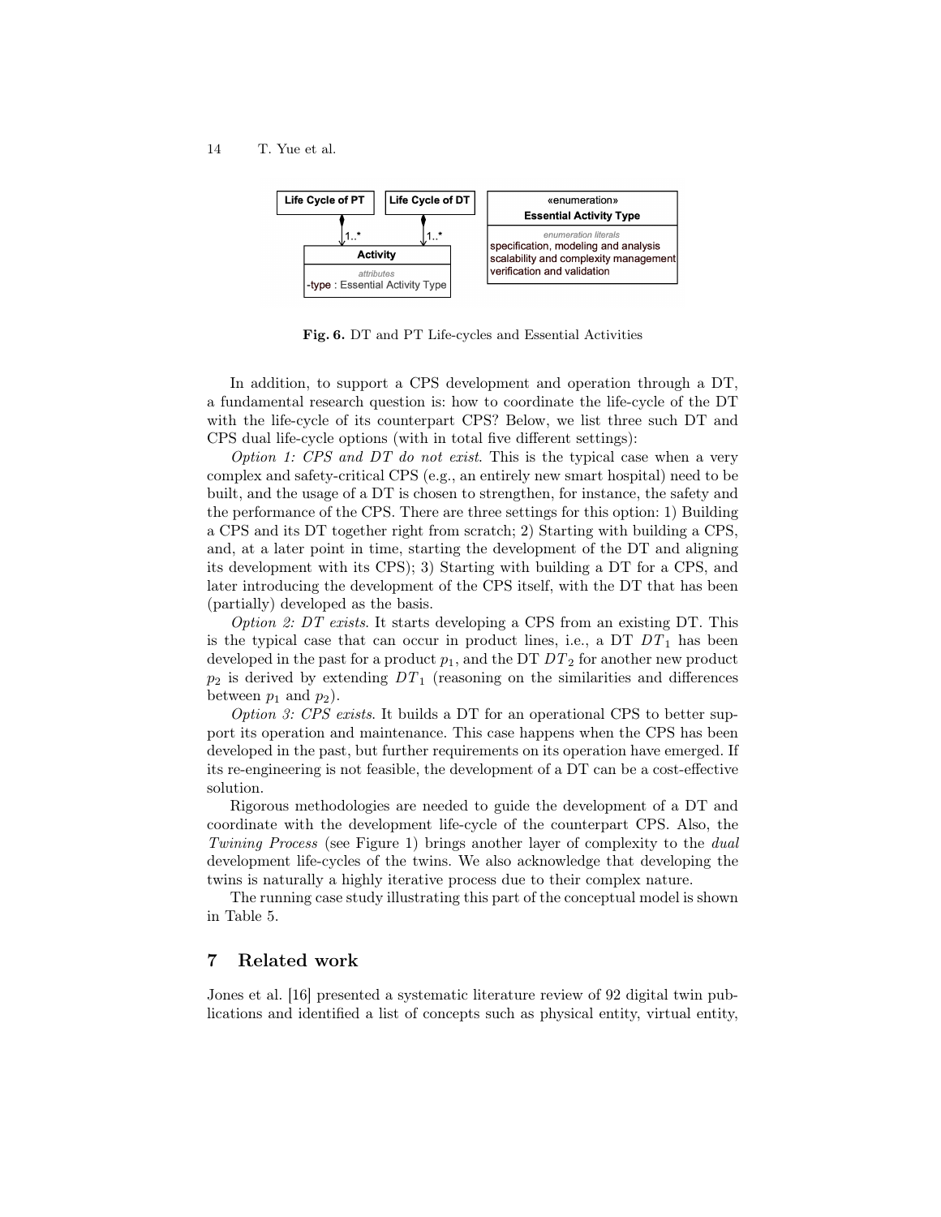Fig. 6. DT and PT Life-cycles and Essential Activities

In addition, to support a CPS development and operation through a DT, a fundamental research question is: how to coordinate the life-cycle of the DT with the life-cycle of its counterpart CPS? Below, we list three such DT and CPS dual life-cycle options (with in total five different settings):

*Option 1: CPS and DT do not exist*. This is the typical case when a very complex and safety-critical CPS (e.g., an entirely new smart hospital) need to be built, and the usage of a DT is chosen to strengthen, for instance, the safety and the performance of the CPS. There are three settings for this option: 1) Building a CPS and its DT together right from scratch; 2) Starting with building a CPS, and, at a later point in time, starting the development of the DT and aligning its development with its CPS); 3) Starting with building a DT for a CPS, and later introducing the development of the CPS itself, with the DT that has been (partially) developed as the basis.

*Option 2: DT exists*. It starts developing a CPS from an existing DT. This is the typical case that can occur in product lines, i.e., a DT $DT_1$ has been developed in the past for a product $p_1$, and the DT $DT_2$ for another new product $p_2$ is derived by extending $DT_1$ (reasoning on the similarities and differences between $p_1$ and $p_2$).

*Option 3: CPS exists*. It builds a DT for an operational CPS to better support its operation and maintenance. This case happens when the CPS has been developed in the past, but further requirements on its operation have emerged. If its re-engineering is not feasible, the development of a DT can be a cost-effective solution.

Rigorous methodologies are needed to guide the development of a DT and coordinate with the development life-cycle of the counterpart CPS. Also, the *Twining Process* (see Figure 1) brings another layer of complexity to the *dual* development life-cycles of the twins. We also acknowledge that developing the twins is naturally a highly iterative process due to their complex nature.

The running case study illustrating this part of the conceptual model is shown in Table 5.

## 7 Related work

Jones et al. [16] presented a systematic literature review of 92 digital twin publications and identified a list of concepts such as physical entity, virtual entity,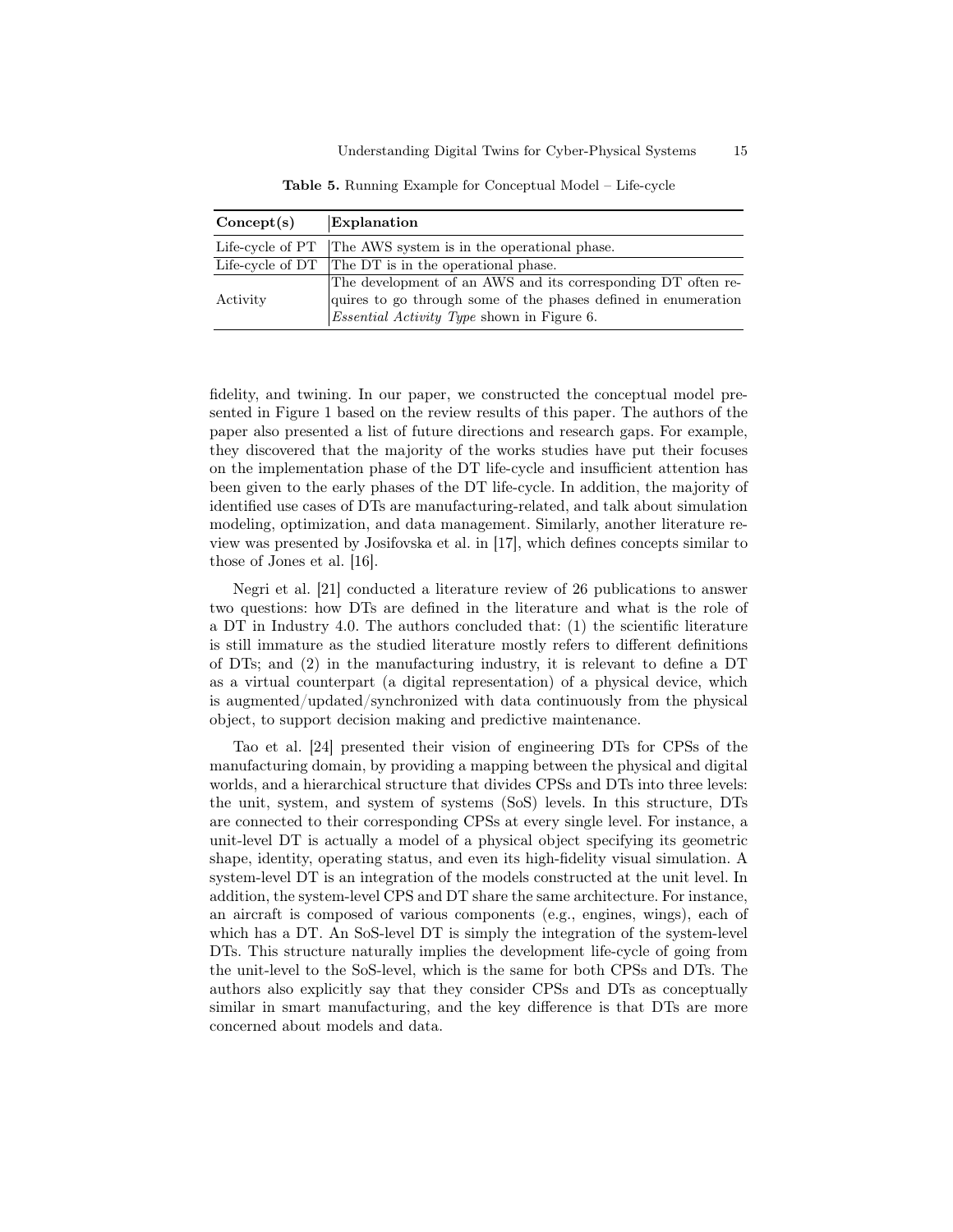**Table 5.** Running Example for Conceptual Model – Life-cycle

| Concept(s) | Explanation |
|---|---|
| Life-cycle of PT | The AWS system is in the operational phase. |
| Life-cycle of DT | The DT is in the operational phase. |
| Activity | The development of an AWS and its corresponding DT often requires to go through some of the phases defined in enumeration *Essential Activity Type* shown in Figure 6. |

fidelity, and twining. In our paper, we constructed the conceptual model presented in Figure 1 based on the review results of this paper. The authors of the paper also presented a list of future directions and research gaps. For example, they discovered that the majority of the works studies have put their focuses on the implementation phase of the DT life-cycle and insufficient attention has been given to the early phases of the DT life-cycle. In addition, the majority of identified use cases of DTs are manufacturing-related, and talk about simulation modeling, optimization, and data management. Similarly, another literature review was presented by Josifovska et al. in [17], which defines concepts similar to those of Jones et al. [16].

Negri et al. [21] conducted a literature review of 26 publications to answer two questions: how DTs are defined in the literature and what is the role of a DT in Industry 4.0. The authors concluded that: (1) the scientific literature is still immature as the studied literature mostly refers to different definitions of DTs; and (2) in the manufacturing industry, it is relevant to define a DT as a virtual counterpart (a digital representation) of a physical device, which is augmented/updated/synchronized with data continuously from the physical object, to support decision making and predictive maintenance.

Tao et al. [24] presented their vision of engineering DTs for CPSs of the manufacturing domain, by providing a mapping between the physical and digital worlds, and a hierarchical structure that divides CPSs and DTs into three levels: the unit, system, and system of systems (SoS) levels. In this structure, DTs are connected to their corresponding CPSs at every single level. For instance, a unit-level DT is actually a model of a physical object specifying its geometric shape, identity, operating status, and even its high-fidelity visual simulation. A system-level DT is an integration of the models constructed at the unit level. In addition, the system-level CPS and DT share the same architecture. For instance, an aircraft is composed of various components (e.g., engines, wings), each of which has a DT. An SoS-level DT is simply the integration of the system-level DTs. This structure naturally implies the development life-cycle of going from the unit-level to the SoS-level, which is the same for both CPSs and DTs. The authors also explicitly say that they consider CPSs and DTs as conceptually similar in smart manufacturing, and the key difference is that DTs are more concerned about models and data.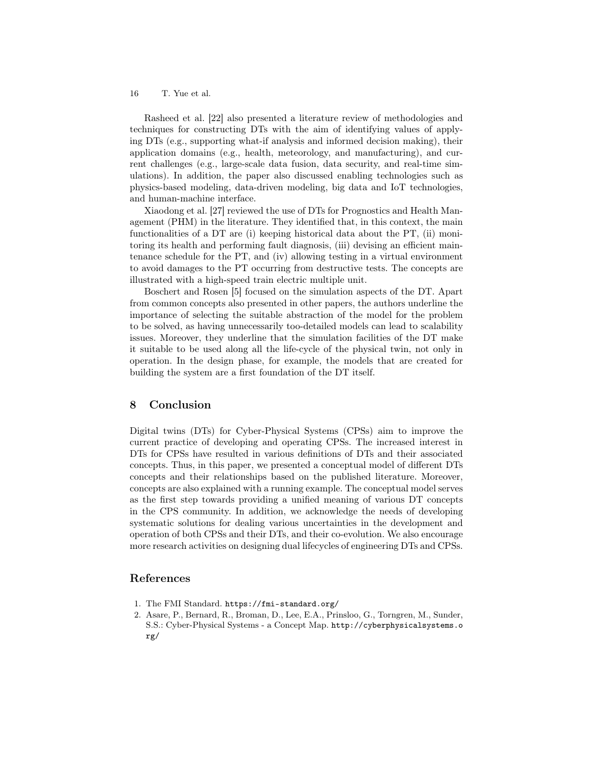Rasheed et al. [22] also presented a literature review of methodologies and techniques for constructing DTs with the aim of identifying values of applying DTs (e.g., supporting what-if analysis and informed decision making), their application domains (e.g., health, meteorology, and manufacturing), and current challenges (e.g., large-scale data fusion, data security, and real-time simulations). In addition, the paper also discussed enabling technologies such as physics-based modeling, data-driven modeling, big data and IoT technologies, and human-machine interface.

Xiaodong et al. [27] reviewed the use of DTs for Prognostics and Health Management (PHM) in the literature. They identified that, in this context, the main functionalities of a DT are (i) keeping historical data about the PT, (ii) monitoring its health and performing fault diagnosis, (iii) devising an efficient maintenance schedule for the PT, and (iv) allowing testing in a virtual environment to avoid damages to the PT occurring from destructive tests. The concepts are illustrated with a high-speed train electric multiple unit.

Boschert and Rosen [5] focused on the simulation aspects of the DT. Apart from common concepts also presented in other papers, the authors underline the importance of selecting the suitable abstraction of the model for the problem to be solved, as having unnecessarily too-detailed models can lead to scalability issues. Moreover, they underline that the simulation facilities of the DT make it suitable to be used along all the life-cycle of the physical twin, not only in operation. In the design phase, for example, the models that are created for building the system are a first foundation of the DT itself.

## 8 Conclusion

Digital twins (DTs) for Cyber-Physical Systems (CPSs) aim to improve the current practice of developing and operating CPSs. The increased interest in DTs for CPSs have resulted in various definitions of DTs and their associated concepts. Thus, in this paper, we presented a conceptual model of different DTs concepts and their relationships based on the published literature. Moreover, concepts are also explained with a running example. The conceptual model serves as the first step towards providing a unified meaning of various DT concepts in the CPS community. In addition, we acknowledge the needs of developing systematic solutions for dealing various uncertainties in the development and operation of both CPSs and their DTs, and their co-evolution. We also encourage more research activities on designing dual lifecycles of engineering DTs and CPSs.

## References

1. The FMI Standard. https://fmi-standard.org/
2. Asare, P., Bernard, R., Broman, D., Lee, E.A., Prinsloo, G., Torngren, M., Sunder, S.S.: Cyber-Physical Systems - a Concept Map. http://cyberphysicalsystems.org/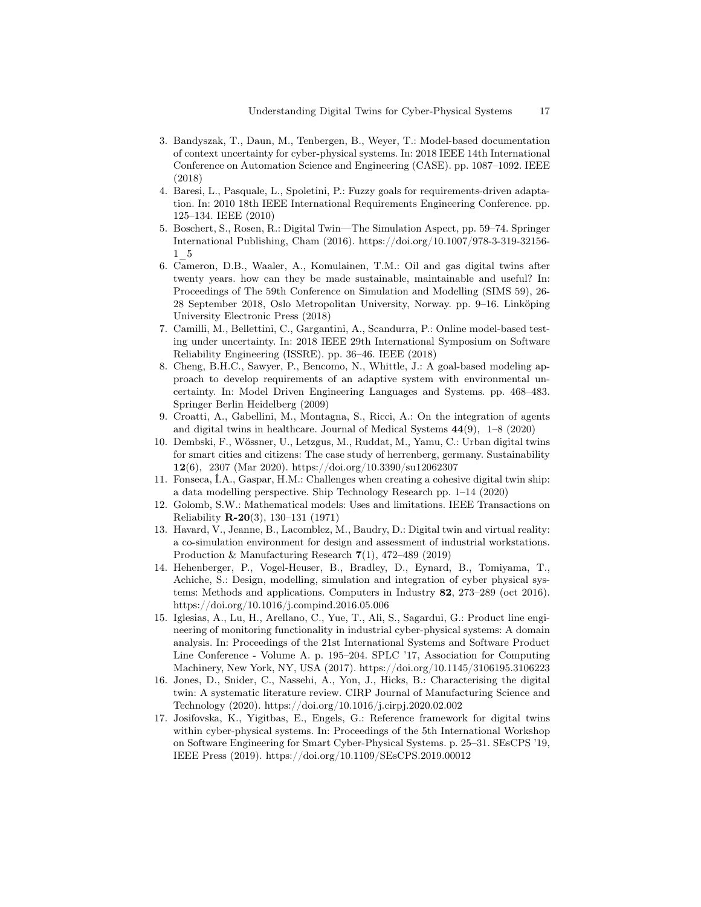3. Bandyszak, T., Daun, M., Tenbergen, B., Weyer, T.: Model-based documentation of context uncertainty for cyber-physical systems. In: 2018 IEEE 14th International Conference on Automation Science and Engineering (CASE). pp. 1087–1092. IEEE (2018)
4. Baresi, L., Pasquale, L., Spoletini, P.: Fuzzy goals for requirements-driven adaptation. In: 2010 18th IEEE International Requirements Engineering Conference. pp. 125–134. IEEE (2010)
5. Boschert, S., Rosen, R.: Digital Twin—The Simulation Aspect, pp. 59–74. Springer International Publishing, Cham (2016). https://doi.org/10.1007/978-3-319-32156-1_5
6. Cameron, D.B., Waaler, A., Komulainen, T.M.: Oil and gas digital twins after twenty years. how can they be made sustainable, maintainable and useful? In: Proceedings of The 59th Conference on Simulation and Modelling (SIMS 59), 26-28 September 2018, Oslo Metropolitan University, Norway. pp. 9–16. Linköping University Electronic Press (2018)
7. Camilli, M., Bellettini, C., Gargantini, A., Scandurra, P.: Online model-based testing under uncertainty. In: 2018 IEEE 29th International Symposium on Software Reliability Engineering (ISSRE). pp. 36–46. IEEE (2018)
8. Cheng, B.H.C., Sawyer, P., Bencomo, N., Whittle, J.: A goal-based modeling approach to develop requirements of an adaptive system with environmental uncertainty. In: Model Driven Engineering Languages and Systems. pp. 468–483. Springer Berlin Heidelberg (2009)
9. Croatti, A., Gabellini, M., Montagna, S., Ricci, A.: On the integration of agents and digital twins in healthcare. Journal of Medical Systems **44**(9), 1–8 (2020)
10. Dembski, F., Wössner, U., Letzgus, M., Ruddat, M., Yamu, C.: Urban digital twins for smart cities and citizens: The case study of herrenberg, germany. Sustainability **12**(6), 2307 (Mar 2020). https://doi.org/10.3390/su12062307
11. Fonseca, Í.A., Gaspar, H.M.: Challenges when creating a cohesive digital twin ship: a data modelling perspective. Ship Technology Research pp. 1–14 (2020)
12. Golomb, S.W.: Mathematical models: Uses and limitations. IEEE Transactions on Reliability **R-20**(3), 130–131 (1971)
13. Havard, V., Jeanne, B., Lacomblez, M., Baudry, D.: Digital twin and virtual reality: a co-simulation environment for design and assessment of industrial workstations. Production & Manufacturing Research **7**(1), 472–489 (2019)
14. Hehenberger, P., Vogel-Heuser, B., Bradley, D., Eynard, B., Tomiyama, T., Achiche, S.: Design, modelling, simulation and integration of cyber physical systems: Methods and applications. Computers in Industry **82**, 273–289 (oct 2016). https://doi.org/10.1016/j.compind.2016.05.006
15. Iglesias, A., Lu, H., Arellano, C., Yue, T., Ali, S., Sagardui, G.: Product line engineering of monitoring functionality in industrial cyber-physical systems: A domain analysis. In: Proceedings of the 21st International Systems and Software Product Line Conference - Volume A. p. 195–204. SPLC '17, Association for Computing Machinery, New York, NY, USA (2017). https://doi.org/10.1145/3106195.3106223
16. Jones, D., Snider, C., Nassehi, A., Yon, J., Hicks, B.: Characterising the digital twin: A systematic literature review. CIRP Journal of Manufacturing Science and Technology (2020). https://doi.org/10.1016/j.cirpj.2020.02.002
17. Josifovska, K., Yigitbas, E., Engels, G.: Reference framework for digital twins within cyber-physical systems. In: Proceedings of the 5th International Workshop on Software Engineering for Smart Cyber-Physical Systems. p. 25–31. SEsCPS '19, IEEE Press (2019). https://doi.org/10.1109/SEsCPS.2019.00012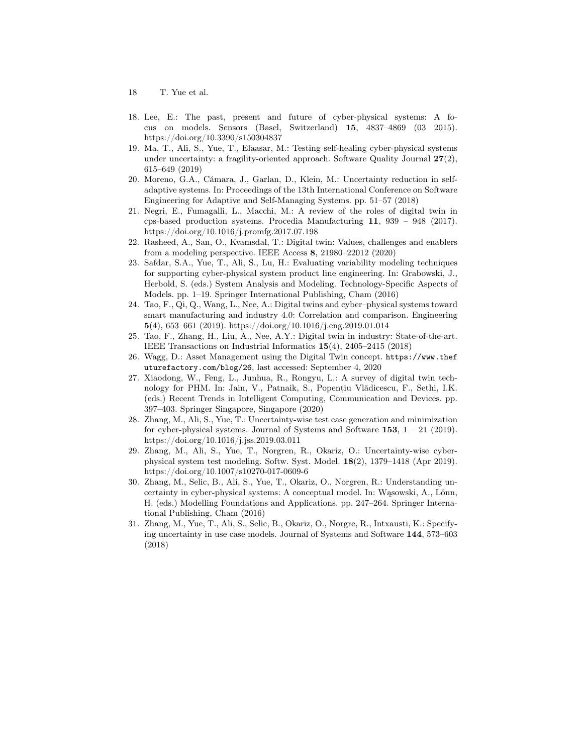18. Lee, E.: The past, present and future of cyber-physical systems: A focus on models. Sensors (Basel, Switzerland) **15**, 4837–4869 (03 2015). https://doi.org/10.3390/s150304837
19. Ma, T., Ali, S., Yue, T., Elaasar, M.: Testing self-healing cyber-physical systems under uncertainty: a fragility-oriented approach. Software Quality Journal **27**(2), 615–649 (2019)
20. Moreno, G.A., Cámara, J., Garlan, D., Klein, M.: Uncertainty reduction in self-adaptive systems. In: Proceedings of the 13th International Conference on Software Engineering for Adaptive and Self-Managing Systems. pp. 51–57 (2018)
21. Negri, E., Fumagalli, L., Macchi, M.: A review of the roles of digital twin in cps-based production systems. Procedia Manufacturing **11**, 939 – 948 (2017). https://doi.org/10.1016/j.promfg.2017.07.198
22. Rasheed, A., San, O., Kvamsdal, T.: Digital twin: Values, challenges and enablers from a modeling perspective. IEEE Access **8**, 21980–22012 (2020)
23. Safdar, S.A., Yue, T., Ali, S., Lu, H.: Evaluating variability modeling techniques for supporting cyber-physical system product line engineering. In: Grabowski, J., Herbold, S. (eds.) System Analysis and Modeling. Technology-Specific Aspects of Models. pp. 1–19. Springer International Publishing, Cham (2016)
24. Tao, F., Qi, Q., Wang, L., Nee, A.: Digital twins and cyber–physical systems toward smart manufacturing and industry 4.0: Correlation and comparison. Engineering **5**(4), 653–661 (2019). https://doi.org/10.1016/j.eng.2019.01.014
25. Tao, F., Zhang, H., Liu, A., Nee, A.Y.: Digital twin in industry: State-of-the-art. IEEE Transactions on Industrial Informatics **15**(4), 2405–2415 (2018)
26. Wagg, D.: Asset Management using the Digital Twin concept. `https://www.thefuturefactory.com/blog/26`, last accessed: September 4, 2020
27. Xiaodong, W., Feng, L., Junhua, R., Rongyu, L.: A survey of digital twin technology for PHM. In: Jain, V., Patnaik, S., Popențiu Vlădicescu, F., Sethi, I.K. (eds.) Recent Trends in Intelligent Computing, Communication and Devices. pp. 397–403. Springer Singapore, Singapore (2020)
28. Zhang, M., Ali, S., Yue, T.: Uncertainty-wise test case generation and minimization for cyber-physical systems. Journal of Systems and Software **153**, 1 – 21 (2019). https://doi.org/10.1016/j.jss.2019.03.011
29. Zhang, M., Ali, S., Yue, T., Norgren, R., Okariz, O.: Uncertainty-wise cyber-physical system test modeling. Softw. Syst. Model. **18**(2), 1379–1418 (Apr 2019). https://doi.org/10.1007/s10270-017-0609-6
30. Zhang, M., Selic, B., Ali, S., Yue, T., Okariz, O., Norgren, R.: Understanding uncertainty in cyber-physical systems: A conceptual model. In: Wąsowski, A., Lönn, H. (eds.) Modelling Foundations and Applications. pp. 247–264. Springer International Publishing, Cham (2016)
31. Zhang, M., Yue, T., Ali, S., Selic, B., Okariz, O., Norgre, R., Intxausti, K.: Specifying uncertainty in use case models. Journal of Systems and Software **144**, 573–603 (2018)